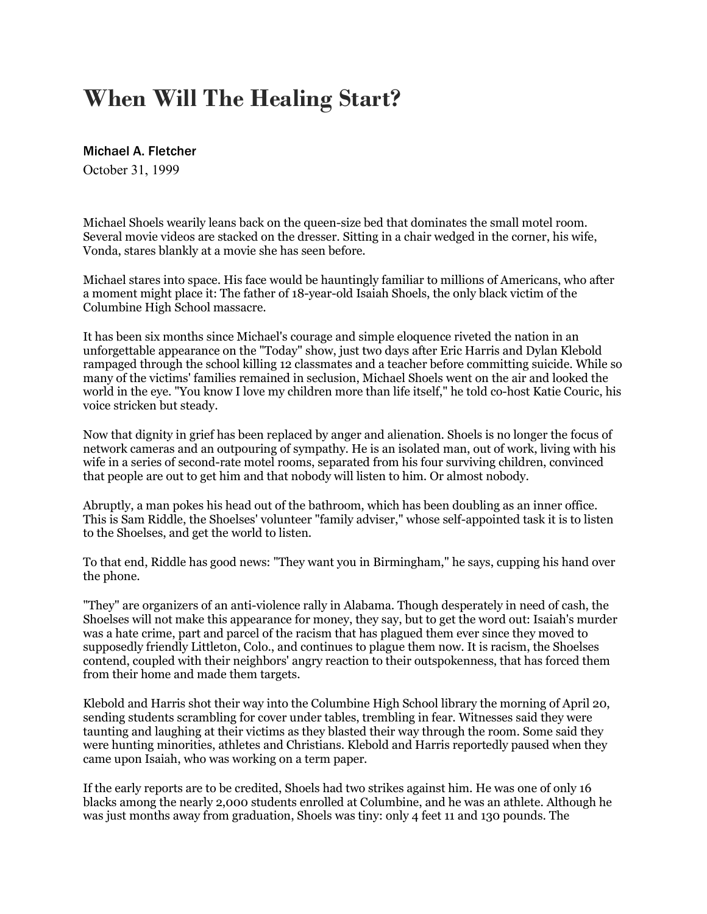# When Will The Healing Start?

Michael A. Fletcher

October 31, 1999

Michael Shoels wearily leans back on the queen-size bed that dominates the small motel room. Several movie videos are stacked on the dresser. Sitting in a chair wedged in the corner, his wife, Vonda, stares blankly at a movie she has seen before.

Michael stares into space. His face would be hauntingly familiar to millions of Americans, who after a moment might place it: The father of 18-year-old Isaiah Shoels, the only black victim of the Columbine High School massacre.

It has been six months since Michael's courage and simple eloquence riveted the nation in an unforgettable appearance on the "Today" show, just two days after Eric Harris and Dylan Klebold rampaged through the school killing 12 classmates and a teacher before committing suicide. While so many of the victims' families remained in seclusion, Michael Shoels went on the air and looked the world in the eye. "You know I love my children more than life itself," he told co-host Katie Couric, his voice stricken but steady.

Now that dignity in grief has been replaced by anger and alienation. Shoels is no longer the focus of network cameras and an outpouring of sympathy. He is an isolated man, out of work, living with his wife in a series of second-rate motel rooms, separated from his four surviving children, convinced that people are out to get him and that nobody will listen to him. Or almost nobody.

Abruptly, a man pokes his head out of the bathroom, which has been doubling as an inner office. This is Sam Riddle, the Shoelses' volunteer "family adviser," whose self-appointed task it is to listen to the Shoelses, and get the world to listen.

To that end, Riddle has good news: "They want you in Birmingham," he says, cupping his hand over the phone.

"They" are organizers of an anti-violence rally in Alabama. Though desperately in need of cash, the Shoelses will not make this appearance for money, they say, but to get the word out: Isaiah's murder was a hate crime, part and parcel of the racism that has plagued them ever since they moved to supposedly friendly Littleton, Colo., and continues to plague them now. It is racism, the Shoelses contend, coupled with their neighbors' angry reaction to their outspokenness, that has forced them from their home and made them targets.

Klebold and Harris shot their way into the Columbine High School library the morning of April 20, sending students scrambling for cover under tables, trembling in fear. Witnesses said they were taunting and laughing at their victims as they blasted their way through the room. Some said they were hunting minorities, athletes and Christians. Klebold and Harris reportedly paused when they came upon Isaiah, who was working on a term paper.

If the early reports are to be credited, Shoels had two strikes against him. He was one of only 16 blacks among the nearly 2,000 students enrolled at Columbine, and he was an athlete. Although he was just months away from graduation, Shoels was tiny: only 4 feet 11 and 130 pounds. The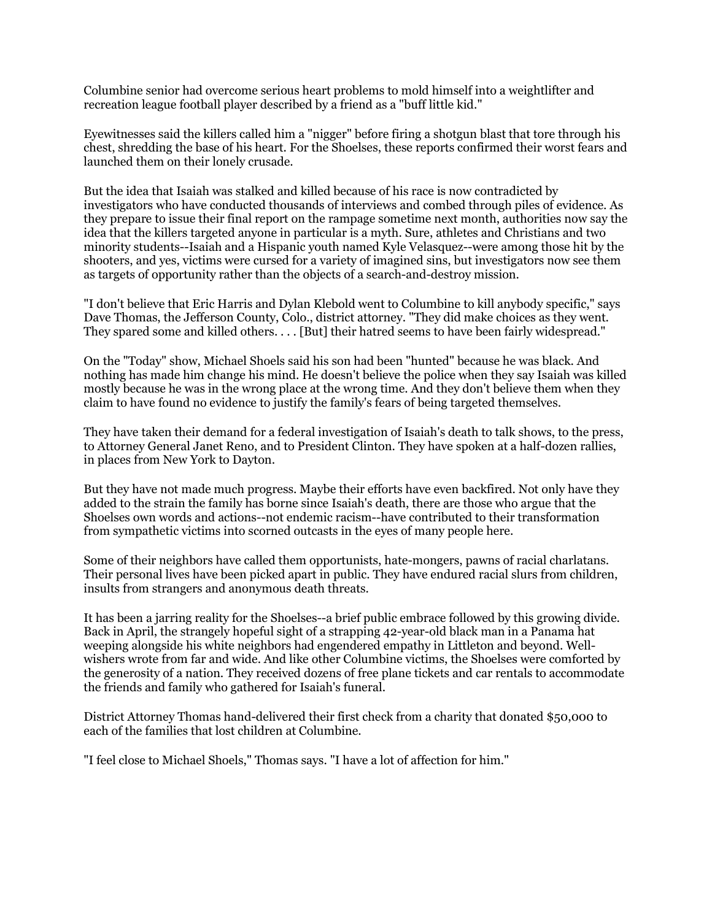Columbine senior had overcome serious heart problems to mold himself into a weightlifter and recreation league football player described by a friend as a "buff little kid."

Eyewitnesses said the killers called him a "nigger" before firing a shotgun blast that tore through his chest, shredding the base of his heart. For the Shoelses, these reports confirmed their worst fears and launched them on their lonely crusade.

But the idea that Isaiah was stalked and killed because of his race is now contradicted by investigators who have conducted thousands of interviews and combed through piles of evidence. As they prepare to issue their final report on the rampage sometime next month, authorities now say the idea that the killers targeted anyone in particular is a myth. Sure, athletes and Christians and two minority students--Isaiah and a Hispanic youth named Kyle Velasquez--were among those hit by the shooters, and yes, victims were cursed for a variety of imagined sins, but investigators now see them as targets of opportunity rather than the objects of a search-and-destroy mission.

"I don't believe that Eric Harris and Dylan Klebold went to Columbine to kill anybody specific," says Dave Thomas, the Jefferson County, Colo., district attorney. "They did make choices as they went. They spared some and killed others. . . . [But] their hatred seems to have been fairly widespread."

On the "Today" show, Michael Shoels said his son had been "hunted" because he was black. And nothing has made him change his mind. He doesn't believe the police when they say Isaiah was killed mostly because he was in the wrong place at the wrong time. And they don't believe them when they claim to have found no evidence to justify the family's fears of being targeted themselves.

They have taken their demand for a federal investigation of Isaiah's death to talk shows, to the press, to Attorney General Janet Reno, and to President Clinton. They have spoken at a half-dozen rallies, in places from New York to Dayton.

But they have not made much progress. Maybe their efforts have even backfired. Not only have they added to the strain the family has borne since Isaiah's death, there are those who argue that the Shoelses own words and actions--not endemic racism--have contributed to their transformation from sympathetic victims into scorned outcasts in the eyes of many people here.

Some of their neighbors have called them opportunists, hate-mongers, pawns of racial charlatans. Their personal lives have been picked apart in public. They have endured racial slurs from children, insults from strangers and anonymous death threats.

It has been a jarring reality for the Shoelses--a brief public embrace followed by this growing divide. Back in April, the strangely hopeful sight of a strapping 42-year-old black man in a Panama hat weeping alongside his white neighbors had engendered empathy in Littleton and beyond. Well-wishers wrote from far and wide. And like other Columbine victims, the Shoelses were comforted by the generosity of a nation. They received dozens of free plane tickets and car rentals to accommodate the friends and family who gathered for Isaiah's funeral.

District Attorney Thomas hand-delivered their first check from a charity that donated $50,000 to each of the families that lost children at Columbine.

"I feel close to Michael Shoels," Thomas says. "I have a lot of affection for him."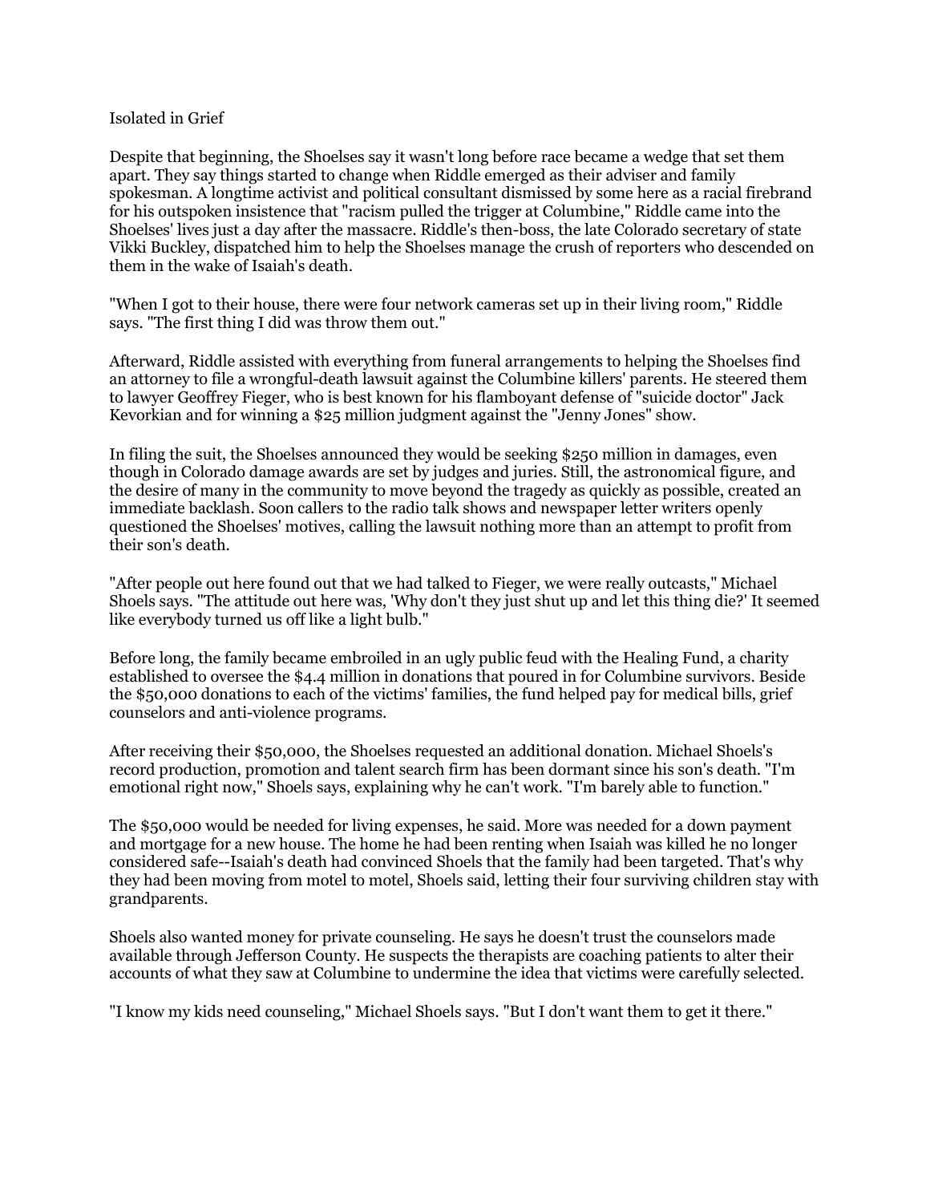## Isolated in Grief

Despite that beginning, the Shoelses say it wasn't long before race became a wedge that set them apart. They say things started to change when Riddle emerged as their adviser and family spokesman. A longtime activist and political consultant dismissed by some here as a racial firebrand for his outspoken insistence that "racism pulled the trigger at Columbine," Riddle came into the Shoelses' lives just a day after the massacre. Riddle's then-boss, the late Colorado secretary of state Vikki Buckley, dispatched him to help the Shoelses manage the crush of reporters who descended on them in the wake of Isaiah's death.

"When I got to their house, there were four network cameras set up in their living room," Riddle says. "The first thing I did was throw them out."

Afterward, Riddle assisted with everything from funeral arrangements to helping the Shoelses find an attorney to file a wrongful-death lawsuit against the Columbine killers' parents. He steered them to lawyer Geoffrey Fieger, who is best known for his flamboyant defense of "suicide doctor" Jack Kevorkian and for winning a $25 million judgment against the "Jenny Jones" show.

In filing the suit, the Shoelses announced they would be seeking $250 million in damages, even though in Colorado damage awards are set by judges and juries. Still, the astronomical figure, and the desire of many in the community to move beyond the tragedy as quickly as possible, created an immediate backlash. Soon callers to the radio talk shows and newspaper letter writers openly questioned the Shoelses' motives, calling the lawsuit nothing more than an attempt to profit from their son's death.

"After people out here found out that we had talked to Fieger, we were really outcasts," Michael Shoels says. "The attitude out here was, 'Why don't they just shut up and let this thing die?' It seemed like everybody turned us off like a light bulb."

Before long, the family became embroiled in an ugly public feud with the Healing Fund, a charity established to oversee the $4.4 million in donations that poured in for Columbine survivors. Beside the $50,000 donations to each of the victims' families, the fund helped pay for medical bills, grief counselors and anti-violence programs.

After receiving their $50,000, the Shoelses requested an additional donation. Michael Shoels's record production, promotion and talent search firm has been dormant since his son's death. "I'm emotional right now," Shoels says, explaining why he can't work. "I'm barely able to function."

The $50,000 would be needed for living expenses, he said. More was needed for a down payment and mortgage for a new house. The home he had been renting when Isaiah was killed he no longer considered safe--Isaiah's death had convinced Shoels that the family had been targeted. That's why they had been moving from motel to motel, Shoels said, letting their four surviving children stay with grandparents.

Shoels also wanted money for private counseling. He says he doesn't trust the counselors made available through Jefferson County. He suspects the therapists are coaching patients to alter their accounts of what they saw at Columbine to undermine the idea that victims were carefully selected.

"I know my kids need counseling," Michael Shoels says. "But I don't want them to get it there."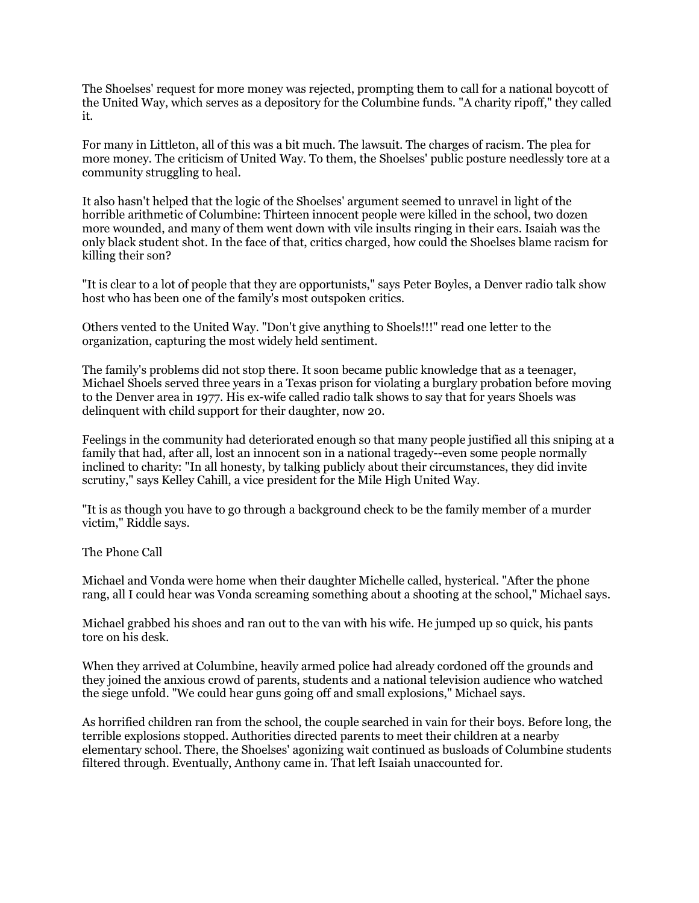The Shoelses' request for more money was rejected, prompting them to call for a national boycott of the United Way, which serves as a depository for the Columbine funds. "A charity ripoff," they called it.

For many in Littleton, all of this was a bit much. The lawsuit. The charges of racism. The plea for more money. The criticism of United Way. To them, the Shoelses' public posture needlessly tore at a community struggling to heal.

It also hasn't helped that the logic of the Shoelses' argument seemed to unravel in light of the horrible arithmetic of Columbine: Thirteen innocent people were killed in the school, two dozen more wounded, and many of them went down with vile insults ringing in their ears. Isaiah was the only black student shot. In the face of that, critics charged, how could the Shoelses blame racism for killing their son?

"It is clear to a lot of people that they are opportunists," says Peter Boyles, a Denver radio talk show host who has been one of the family's most outspoken critics.

Others vented to the United Way. "Don't give anything to Shoels!!!" read one letter to the organization, capturing the most widely held sentiment.

The family's problems did not stop there. It soon became public knowledge that as a teenager, Michael Shoels served three years in a Texas prison for violating a burglary probation before moving to the Denver area in 1977. His ex-wife called radio talk shows to say that for years Shoels was delinquent with child support for their daughter, now 20.

Feelings in the community had deteriorated enough so that many people justified all this sniping at a family that had, after all, lost an innocent son in a national tragedy--even some people normally inclined to charity: "In all honesty, by talking publicly about their circumstances, they did invite scrutiny," says Kelley Cahill, a vice president for the Mile High United Way.

"It is as though you have to go through a background check to be the family member of a murder victim," Riddle says.

## The Phone Call

Michael and Vonda were home when their daughter Michelle called, hysterical. "After the phone rang, all I could hear was Vonda screaming something about a shooting at the school," Michael says.

Michael grabbed his shoes and ran out to the van with his wife. He jumped up so quick, his pants tore on his desk.

When they arrived at Columbine, heavily armed police had already cordoned off the grounds and they joined the anxious crowd of parents, students and a national television audience who watched the siege unfold. "We could hear guns going off and small explosions," Michael says.

As horrified children ran from the school, the couple searched in vain for their boys. Before long, the terrible explosions stopped. Authorities directed parents to meet their children at a nearby elementary school. There, the Shoelses' agonizing wait continued as busloads of Columbine students filtered through. Eventually, Anthony came in. That left Isaiah unaccounted for.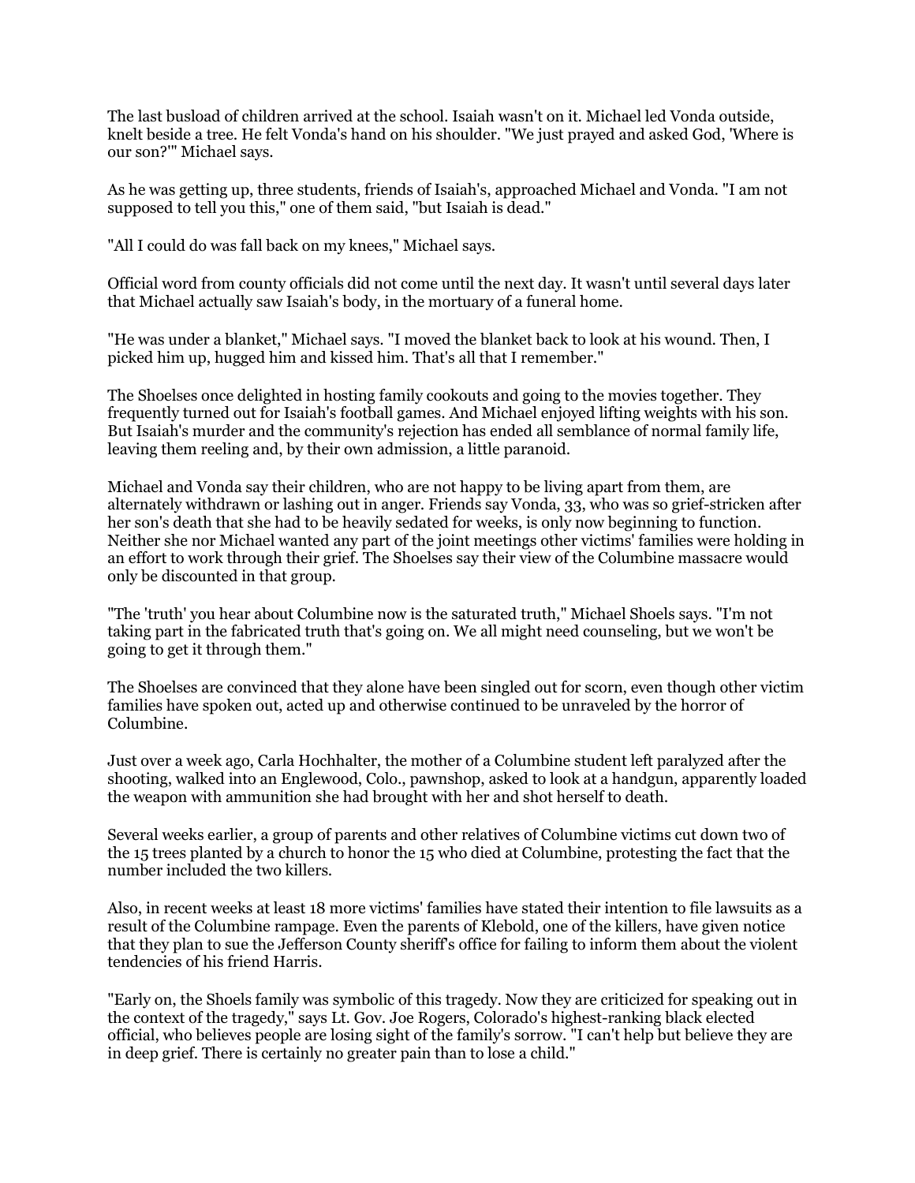The last busload of children arrived at the school. Isaiah wasn't on it. Michael led Vonda outside, knelt beside a tree. He felt Vonda's hand on his shoulder. "We just prayed and asked God, 'Where is our son?'" Michael says.

As he was getting up, three students, friends of Isaiah's, approached Michael and Vonda. "I am not supposed to tell you this," one of them said, "but Isaiah is dead."

"All I could do was fall back on my knees," Michael says.

Official word from county officials did not come until the next day. It wasn't until several days later that Michael actually saw Isaiah's body, in the mortuary of a funeral home.

"He was under a blanket," Michael says. "I moved the blanket back to look at his wound. Then, I picked him up, hugged him and kissed him. That's all that I remember."

The Shoelses once delighted in hosting family cookouts and going to the movies together. They frequently turned out for Isaiah's football games. And Michael enjoyed lifting weights with his son. But Isaiah's murder and the community's rejection has ended all semblance of normal family life, leaving them reeling and, by their own admission, a little paranoid.

Michael and Vonda say their children, who are not happy to be living apart from them, are alternately withdrawn or lashing out in anger. Friends say Vonda, 33, who was so grief-stricken after her son's death that she had to be heavily sedated for weeks, is only now beginning to function. Neither she nor Michael wanted any part of the joint meetings other victims' families were holding in an effort to work through their grief. The Shoelses say their view of the Columbine massacre would only be discounted in that group.

"The 'truth' you hear about Columbine now is the saturated truth," Michael Shoels says. "I'm not taking part in the fabricated truth that's going on. We all might need counseling, but we won't be going to get it through them."

The Shoelses are convinced that they alone have been singled out for scorn, even though other victim families have spoken out, acted up and otherwise continued to be unraveled by the horror of Columbine.

Just over a week ago, Carla Hochhalter, the mother of a Columbine student left paralyzed after the shooting, walked into an Englewood, Colo., pawnshop, asked to look at a handgun, apparently loaded the weapon with ammunition she had brought with her and shot herself to death.

Several weeks earlier, a group of parents and other relatives of Columbine victims cut down two of the 15 trees planted by a church to honor the 15 who died at Columbine, protesting the fact that the number included the two killers.

Also, in recent weeks at least 18 more victims' families have stated their intention to file lawsuits as a result of the Columbine rampage. Even the parents of Klebold, one of the killers, have given notice that they plan to sue the Jefferson County sheriff's office for failing to inform them about the violent tendencies of his friend Harris.

"Early on, the Shoels family was symbolic of this tragedy. Now they are criticized for speaking out in the context of the tragedy," says Lt. Gov. Joe Rogers, Colorado's highest-ranking black elected official, who believes people are losing sight of the family's sorrow. "I can't help but believe they are in deep grief. There is certainly no greater pain than to lose a child."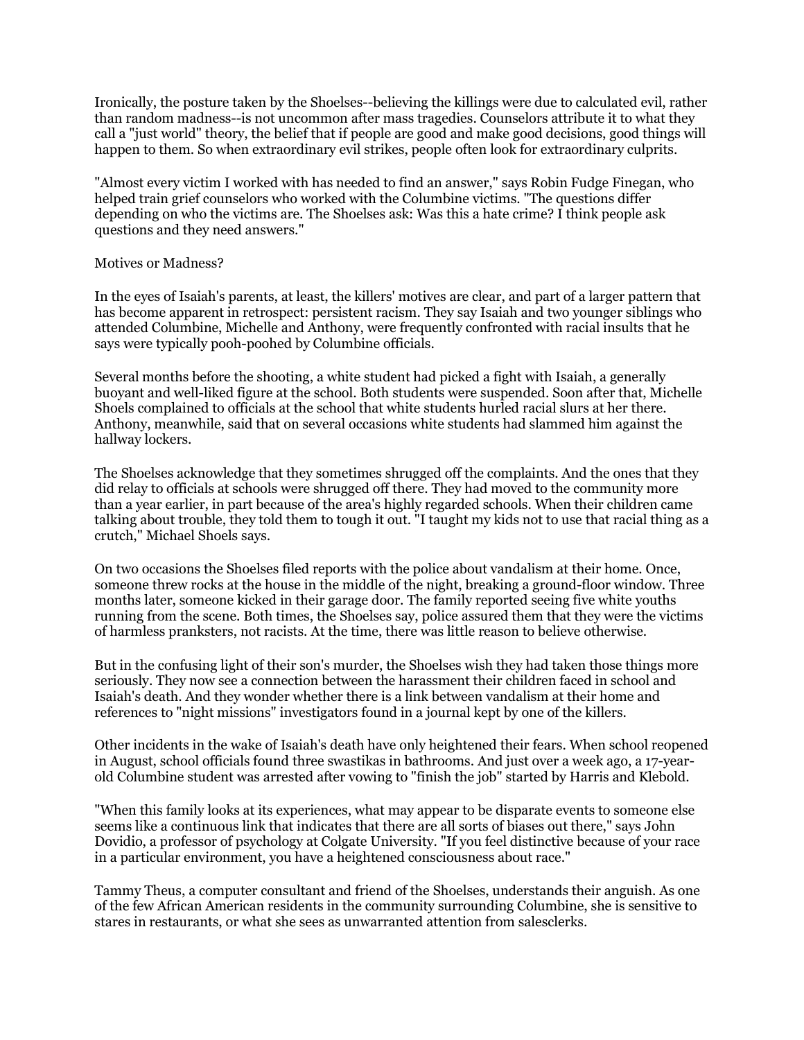Ironically, the posture taken by the Shoelses--believing the killings were due to calculated evil, rather than random madness--is not uncommon after mass tragedies. Counselors attribute it to what they call a "just world" theory, the belief that if people are good and make good decisions, good things will happen to them. So when extraordinary evil strikes, people often look for extraordinary culprits.

"Almost every victim I worked with has needed to find an answer," says Robin Fudge Finegan, who helped train grief counselors who worked with the Columbine victims. "The questions differ depending on who the victims are. The Shoelses ask: Was this a hate crime? I think people ask questions and they need answers."

Motives or Madness?

In the eyes of Isaiah's parents, at least, the killers' motives are clear, and part of a larger pattern that has become apparent in retrospect: persistent racism. They say Isaiah and two younger siblings who attended Columbine, Michelle and Anthony, were frequently confronted with racial insults that he says were typically pooh-poohed by Columbine officials.

Several months before the shooting, a white student had picked a fight with Isaiah, a generally buoyant and well-liked figure at the school. Both students were suspended. Soon after that, Michelle Shoels complained to officials at the school that white students hurled racial slurs at her there. Anthony, meanwhile, said that on several occasions white students had slammed him against the hallway lockers.

The Shoelses acknowledge that they sometimes shrugged off the complaints. And the ones that they did relay to officials at schools were shrugged off there. They had moved to the community more than a year earlier, in part because of the area's highly regarded schools. When their children came talking about trouble, they told them to tough it out. "I taught my kids not to use that racial thing as a crutch," Michael Shoels says.

On two occasions the Shoelses filed reports with the police about vandalism at their home. Once, someone threw rocks at the house in the middle of the night, breaking a ground-floor window. Three months later, someone kicked in their garage door. The family reported seeing five white youths running from the scene. Both times, the Shoelses say, police assured them that they were the victims of harmless pranksters, not racists. At the time, there was little reason to believe otherwise.

But in the confusing light of their son's murder, the Shoelses wish they had taken those things more seriously. They now see a connection between the harassment their children faced in school and Isaiah's death. And they wonder whether there is a link between vandalism at their home and references to "night missions" investigators found in a journal kept by one of the killers.

Other incidents in the wake of Isaiah's death have only heightened their fears. When school reopened in August, school officials found three swastikas in bathrooms. And just over a week ago, a 17-year-old Columbine student was arrested after vowing to "finish the job" started by Harris and Klebold.

"When this family looks at its experiences, what may appear to be disparate events to someone else seems like a continuous link that indicates that there are all sorts of biases out there," says John Dovidio, a professor of psychology at Colgate University. "If you feel distinctive because of your race in a particular environment, you have a heightened consciousness about race."

Tammy Theus, a computer consultant and friend of the Shoelses, understands their anguish. As one of the few African American residents in the community surrounding Columbine, she is sensitive to stares in restaurants, or what she sees as unwarranted attention from salesclerks.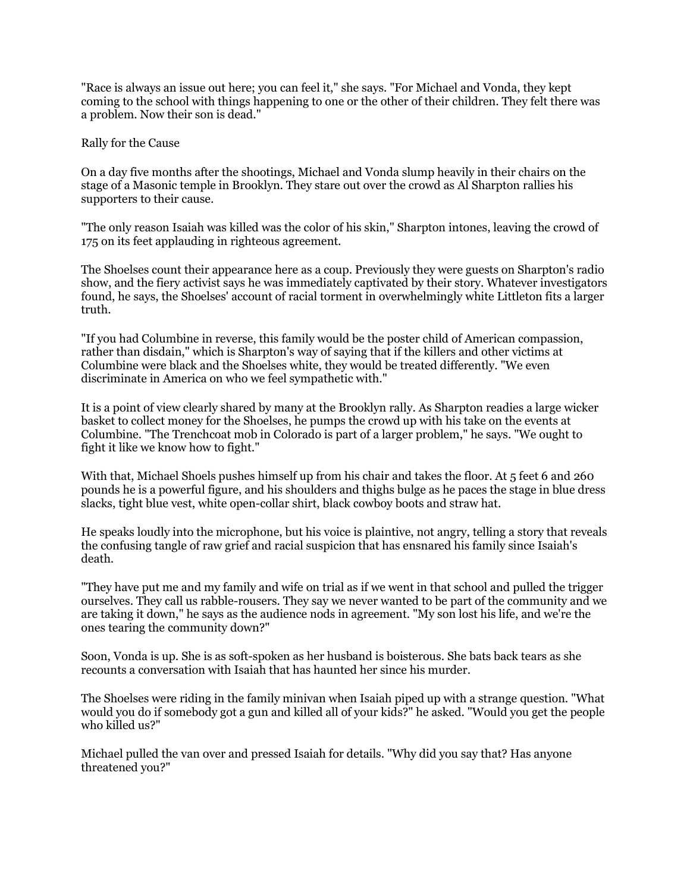"Race is always an issue out here; you can feel it," she says. "For Michael and Vonda, they kept coming to the school with things happening to one or the other of their children. They felt there was a problem. Now their son is dead."

## Rally for the Cause

On a day five months after the shootings, Michael and Vonda slump heavily in their chairs on the stage of a Masonic temple in Brooklyn. They stare out over the crowd as Al Sharpton rallies his supporters to their cause.

"The only reason Isaiah was killed was the color of his skin," Sharpton intones, leaving the crowd of 175 on its feet applauding in righteous agreement.

The Shoelses count their appearance here as a coup. Previously they were guests on Sharpton's radio show, and the fiery activist says he was immediately captivated by their story. Whatever investigators found, he says, the Shoelses' account of racial torment in overwhelmingly white Littleton fits a larger truth.

"If you had Columbine in reverse, this family would be the poster child of American compassion, rather than disdain," which is Sharpton's way of saying that if the killers and other victims at Columbine were black and the Shoelses white, they would be treated differently. "We even discriminate in America on who we feel sympathetic with."

It is a point of view clearly shared by many at the Brooklyn rally. As Sharpton readies a large wicker basket to collect money for the Shoelses, he pumps the crowd up with his take on the events at Columbine. "The Trenchcoat mob in Colorado is part of a larger problem," he says. "We ought to fight it like we know how to fight."

With that, Michael Shoels pushes himself up from his chair and takes the floor. At 5 feet 6 and 260 pounds he is a powerful figure, and his shoulders and thighs bulge as he paces the stage in blue dress slacks, tight blue vest, white open-collar shirt, black cowboy boots and straw hat.

He speaks loudly into the microphone, but his voice is plaintive, not angry, telling a story that reveals the confusing tangle of raw grief and racial suspicion that has ensnared his family since Isaiah's death.

"They have put me and my family and wife on trial as if we went in that school and pulled the trigger ourselves. They call us rabble-rousers. They say we never wanted to be part of the community and we are taking it down," he says as the audience nods in agreement. "My son lost his life, and we're the ones tearing the community down?"

Soon, Vonda is up. She is as soft-spoken as her husband is boisterous. She bats back tears as she recounts a conversation with Isaiah that has haunted her since his murder.

The Shoelses were riding in the family minivan when Isaiah piped up with a strange question. "What would you do if somebody got a gun and killed all of your kids?" he asked. "Would you get the people who killed us?"

Michael pulled the van over and pressed Isaiah for details. "Why did you say that? Has anyone threatened you?"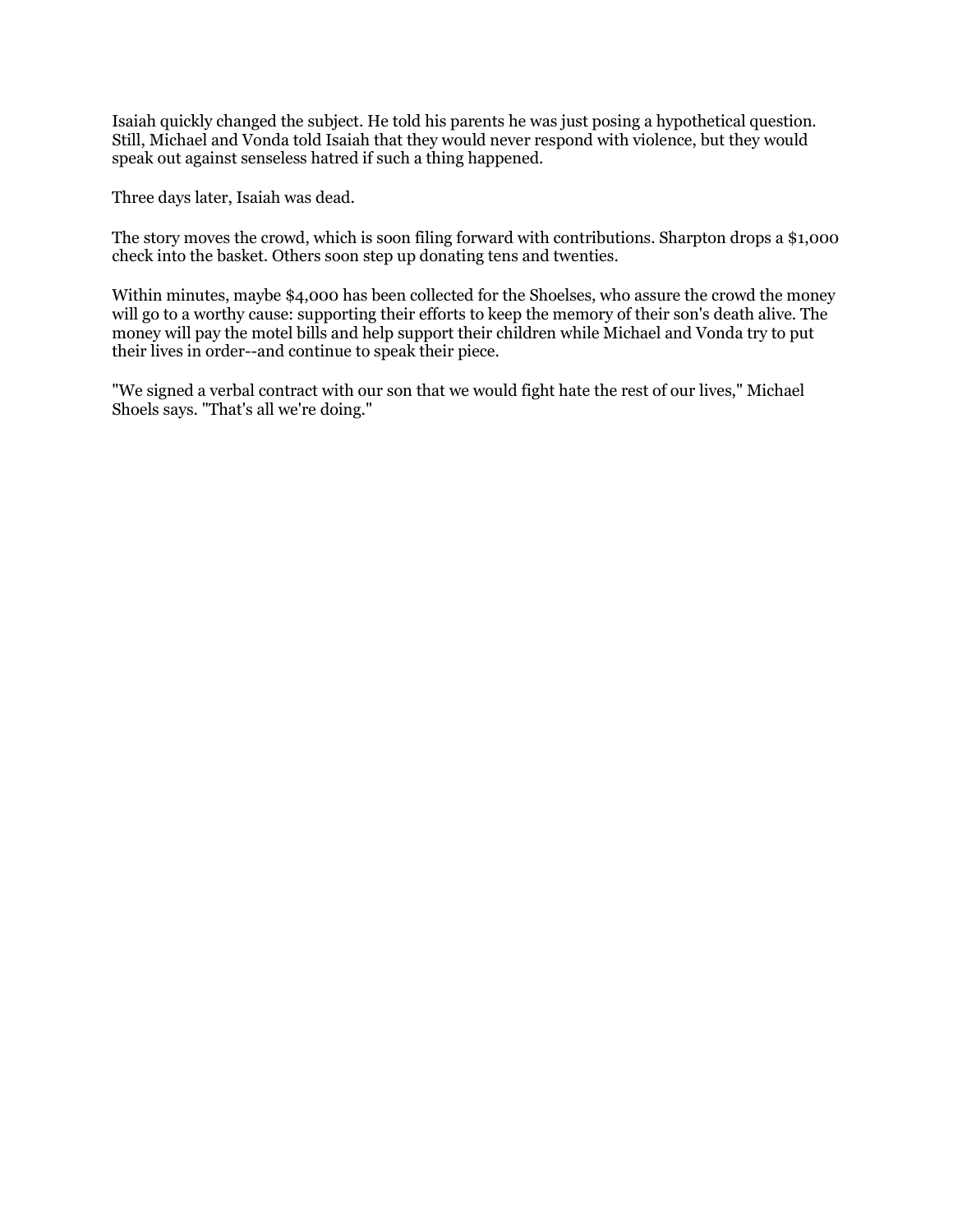Isaiah quickly changed the subject. He told his parents he was just posing a hypothetical question. Still, Michael and Vonda told Isaiah that they would never respond with violence, but they would speak out against senseless hatred if such a thing happened.

Three days later, Isaiah was dead.

The story moves the crowd, which is soon filing forward with contributions. Sharpton drops a $1,000 check into the basket. Others soon step up donating tens and twenties.

Within minutes, maybe $4,000 has been collected for the Shoelses, who assure the crowd the money will go to a worthy cause: supporting their efforts to keep the memory of their son's death alive. The money will pay the motel bills and help support their children while Michael and Vonda try to put their lives in order--and continue to speak their piece.

"We signed a verbal contract with our son that we would fight hate the rest of our lives," Michael Shoels says. "That's all we're doing."